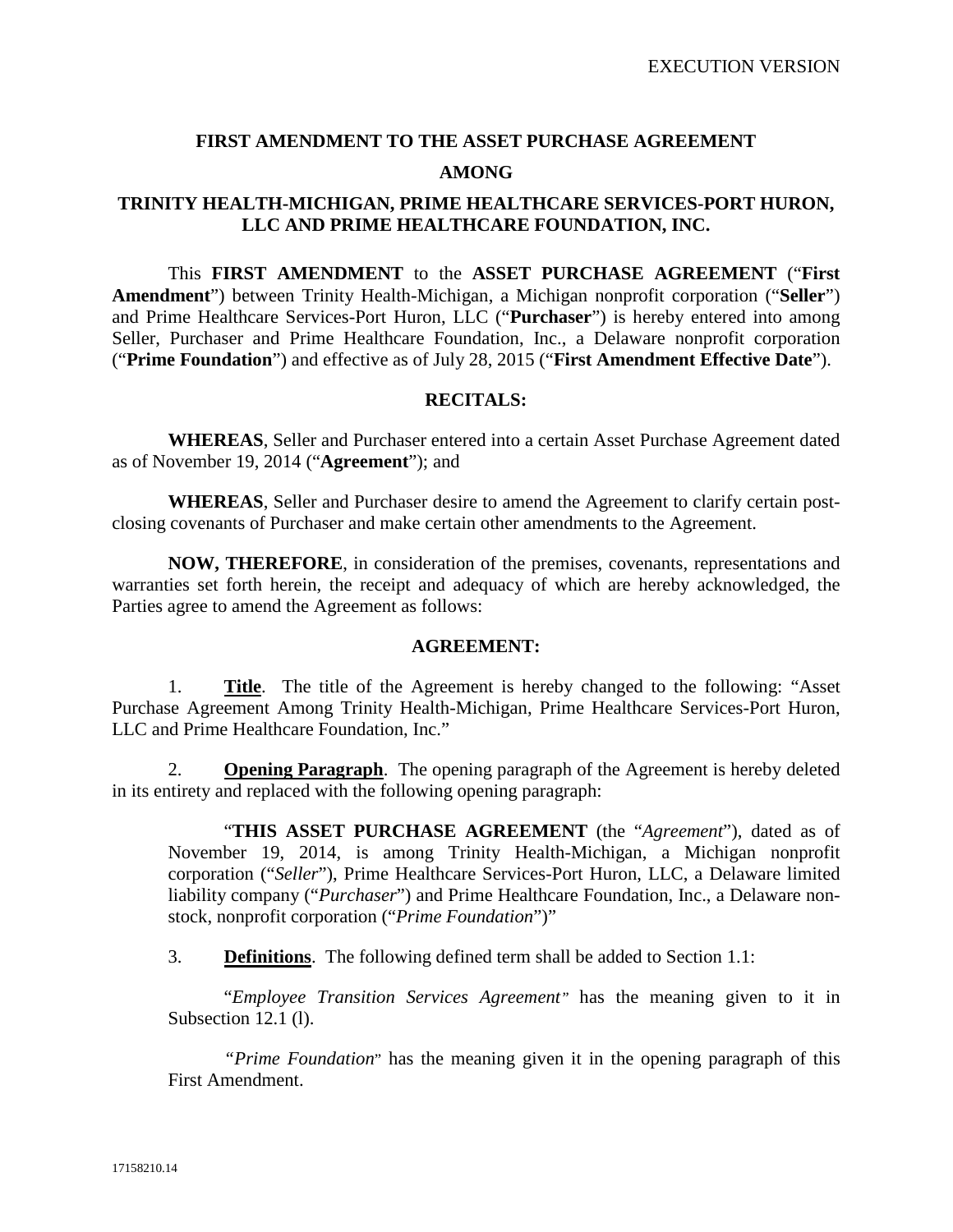EXECUTION VERSION

**FIRST AMENDMENT TO THE ASSET PURCHASE AGREEMENT**

**AMONG**

**TRINITY HEALTH-MICHIGAN, PRIME HEALTHCARE SERVICES-PORT HURON, LLC AND PRIME HEALTHCARE FOUNDATION, INC.**

This **FIRST AMENDMENT** to the **ASSET PURCHASE AGREEMENT** ("**First Amendment**") between Trinity Health-Michigan, a Michigan nonprofit corporation ("**Seller**") and Prime Healthcare Services-Port Huron, LLC ("**Purchaser**") is hereby entered into among Seller, Purchaser and Prime Healthcare Foundation, Inc., a Delaware nonprofit corporation ("**Prime Foundation**") and effective as of July 28, 2015 ("**First Amendment Effective Date**").

**RECITALS:**

**WHEREAS**, Seller and Purchaser entered into a certain Asset Purchase Agreement dated as of November 19, 2014 ("**Agreement**"); and

**WHEREAS**, Seller and Purchaser desire to amend the Agreement to clarify certain post-closing covenants of Purchaser and make certain other amendments to the Agreement.

**NOW, THEREFORE**, in consideration of the premises, covenants, representations and warranties set forth herein, the receipt and adequacy of which are hereby acknowledged, the Parties agree to amend the Agreement as follows:

**AGREEMENT:**

1. **Title**. The title of the Agreement is hereby changed to the following: "Asset Purchase Agreement Among Trinity Health-Michigan, Prime Healthcare Services-Port Huron, LLC and Prime Healthcare Foundation, Inc."

2. **Opening Paragraph**. The opening paragraph of the Agreement is hereby deleted in its entirety and replaced with the following opening paragraph:

   "**THIS ASSET PURCHASE AGREEMENT** (the "*Agreement*"), dated as of November 19, 2014, is among Trinity Health-Michigan, a Michigan nonprofit corporation ("*Seller*"), Prime Healthcare Services-Port Huron, LLC, a Delaware limited liability company ("*Purchaser*") and Prime Healthcare Foundation, Inc., a Delaware non-stock, nonprofit corporation ("*Prime Foundation*")"

3. **Definitions**. The following defined term shall be added to Section 1.1:

   "*Employee Transition Services Agreement*" has the meaning given to it in Subsection 12.1 (l).

   "*Prime Foundation*" has the meaning given it in the opening paragraph of this First Amendment.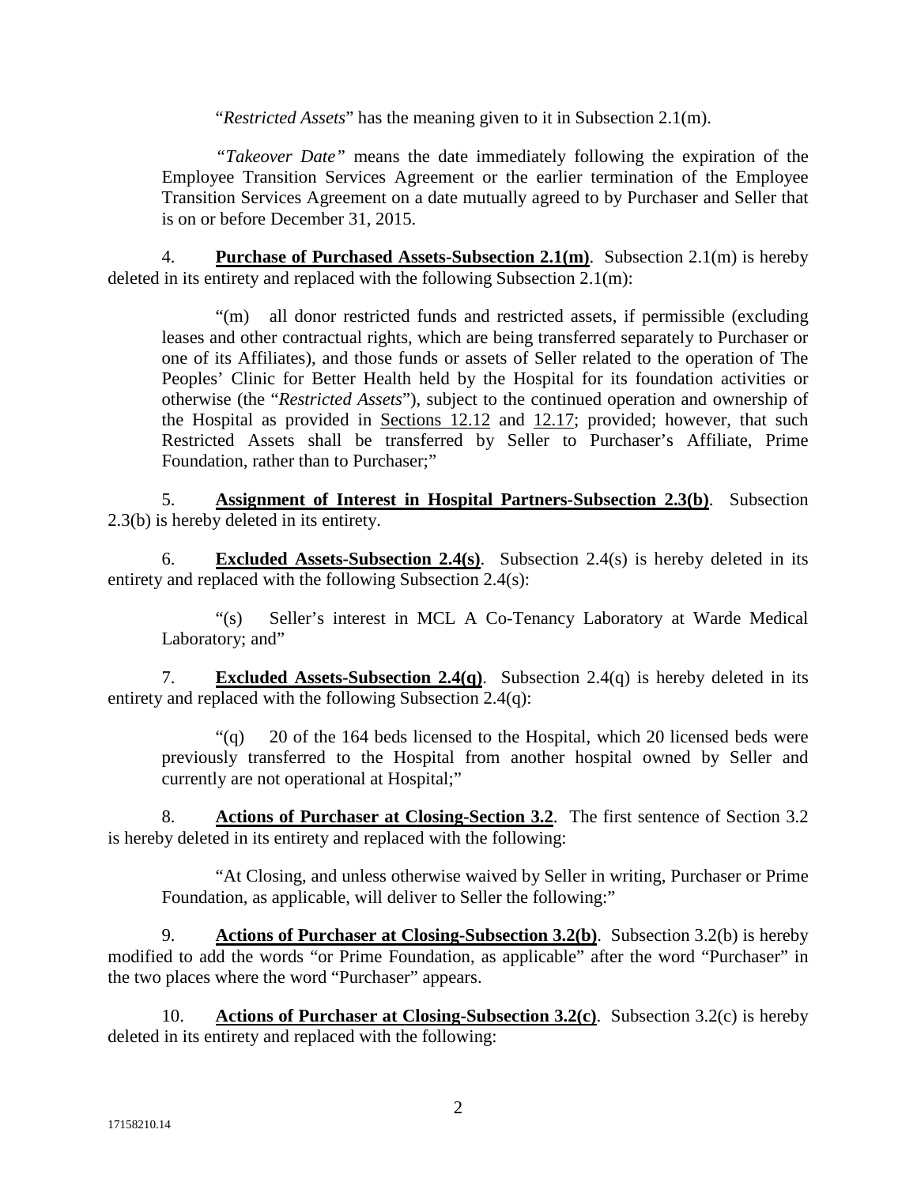"*Restricted Assets*" has the meaning given to it in Subsection 2.1(m).

*"Takeover Date"* means the date immediately following the expiration of the Employee Transition Services Agreement or the earlier termination of the Employee Transition Services Agreement on a date mutually agreed to by Purchaser and Seller that is on or before December 31, 2015.

4. **Purchase of Purchased Assets-Subsection 2.1(m)**. Subsection 2.1(m) is hereby deleted in its entirety and replaced with the following Subsection 2.1(m):

"(m) all donor restricted funds and restricted assets, if permissible (excluding leases and other contractual rights, which are being transferred separately to Purchaser or one of its Affiliates), and those funds or assets of Seller related to the operation of The Peoples' Clinic for Better Health held by the Hospital for its foundation activities or otherwise (the "*Restricted Assets*"), subject to the continued operation and ownership of the Hospital as provided in Sections 12.12 and 12.17; provided; however, that such Restricted Assets shall be transferred by Seller to Purchaser's Affiliate, Prime Foundation, rather than to Purchaser;"

5. **Assignment of Interest in Hospital Partners-Subsection 2.3(b)**. Subsection 2.3(b) is hereby deleted in its entirety.

6. **Excluded Assets-Subsection 2.4(s)**. Subsection 2.4(s) is hereby deleted in its entirety and replaced with the following Subsection 2.4(s):

"(s) Seller's interest in MCL A Co-Tenancy Laboratory at Warde Medical Laboratory; and"

7. **Excluded Assets-Subsection 2.4(q)**. Subsection 2.4(q) is hereby deleted in its entirety and replaced with the following Subsection 2.4(q):

"(q) 20 of the 164 beds licensed to the Hospital, which 20 licensed beds were previously transferred to the Hospital from another hospital owned by Seller and currently are not operational at Hospital;"

8. **Actions of Purchaser at Closing-Section 3.2**. The first sentence of Section 3.2 is hereby deleted in its entirety and replaced with the following:

"At Closing, and unless otherwise waived by Seller in writing, Purchaser or Prime Foundation, as applicable, will deliver to Seller the following:"

9. **Actions of Purchaser at Closing-Subsection 3.2(b)**. Subsection 3.2(b) is hereby modified to add the words "or Prime Foundation, as applicable" after the word "Purchaser" in the two places where the word "Purchaser" appears.

10. **Actions of Purchaser at Closing-Subsection 3.2(c)**. Subsection 3.2(c) is hereby deleted in its entirety and replaced with the following: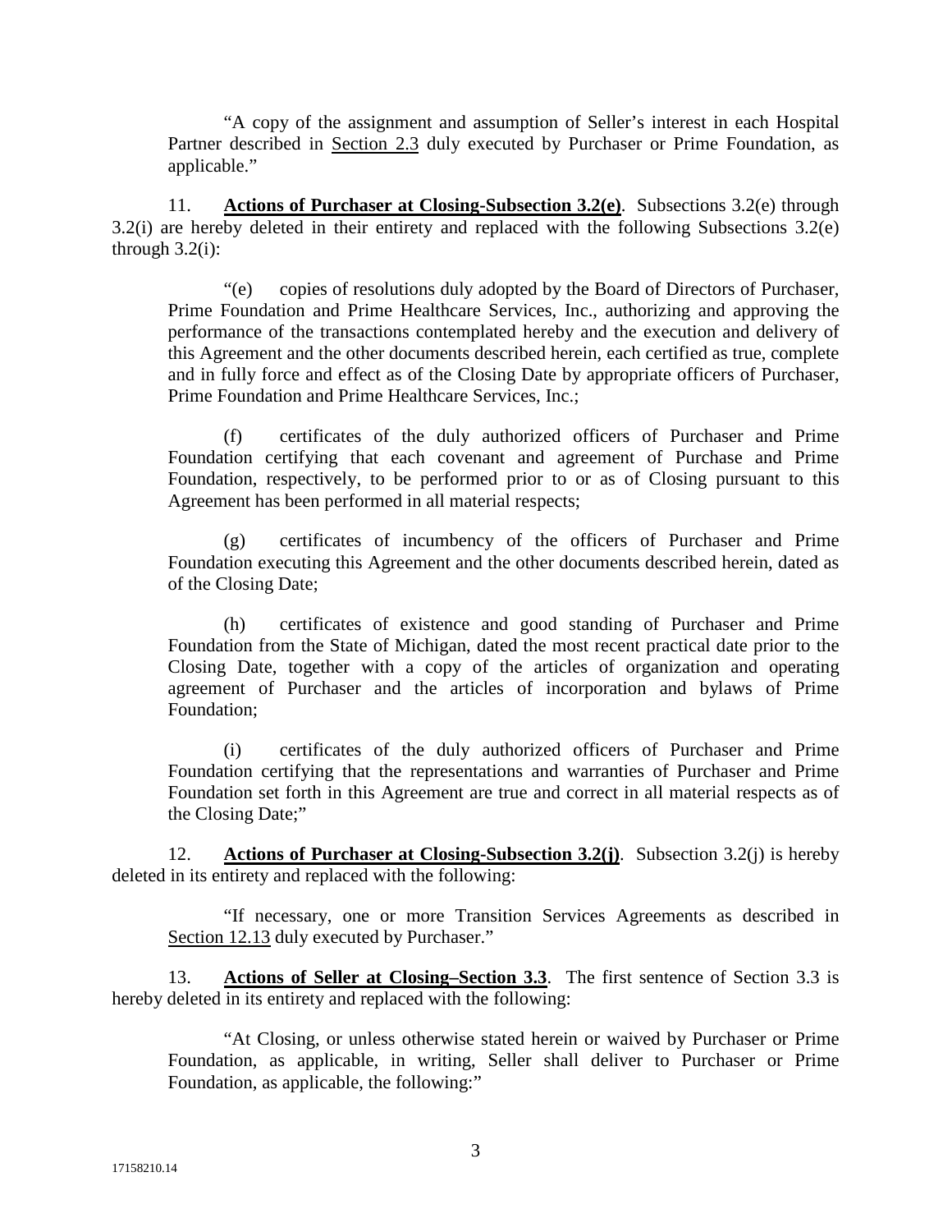"A copy of the assignment and assumption of Seller's interest in each Hospital Partner described in Section 2.3 duly executed by Purchaser or Prime Foundation, as applicable."

11. **Actions of Purchaser at Closing-Subsection 3.2(e)**. Subsections 3.2(e) through 3.2(i) are hereby deleted in their entirety and replaced with the following Subsections 3.2(e) through 3.2(i):

"(e) copies of resolutions duly adopted by the Board of Directors of Purchaser, Prime Foundation and Prime Healthcare Services, Inc., authorizing and approving the performance of the transactions contemplated hereby and the execution and delivery of this Agreement and the other documents described herein, each certified as true, complete and in fully force and effect as of the Closing Date by appropriate officers of Purchaser, Prime Foundation and Prime Healthcare Services, Inc.;

(f) certificates of the duly authorized officers of Purchaser and Prime Foundation certifying that each covenant and agreement of Purchase and Prime Foundation, respectively, to be performed prior to or as of Closing pursuant to this Agreement has been performed in all material respects;

(g) certificates of incumbency of the officers of Purchaser and Prime Foundation executing this Agreement and the other documents described herein, dated as of the Closing Date;

(h) certificates of existence and good standing of Purchaser and Prime Foundation from the State of Michigan, dated the most recent practical date prior to the Closing Date, together with a copy of the articles of organization and operating agreement of Purchaser and the articles of incorporation and bylaws of Prime Foundation;

(i) certificates of the duly authorized officers of Purchaser and Prime Foundation certifying that the representations and warranties of Purchaser and Prime Foundation set forth in this Agreement are true and correct in all material respects as of the Closing Date;"

12. **Actions of Purchaser at Closing-Subsection 3.2(j)**. Subsection 3.2(j) is hereby deleted in its entirety and replaced with the following:

"If necessary, one or more Transition Services Agreements as described in Section 12.13 duly executed by Purchaser."

13. **Actions of Seller at Closing–Section 3.3**. The first sentence of Section 3.3 is hereby deleted in its entirety and replaced with the following:

"At Closing, or unless otherwise stated herein or waived by Purchaser or Prime Foundation, as applicable, in writing, Seller shall deliver to Purchaser or Prime Foundation, as applicable, the following:"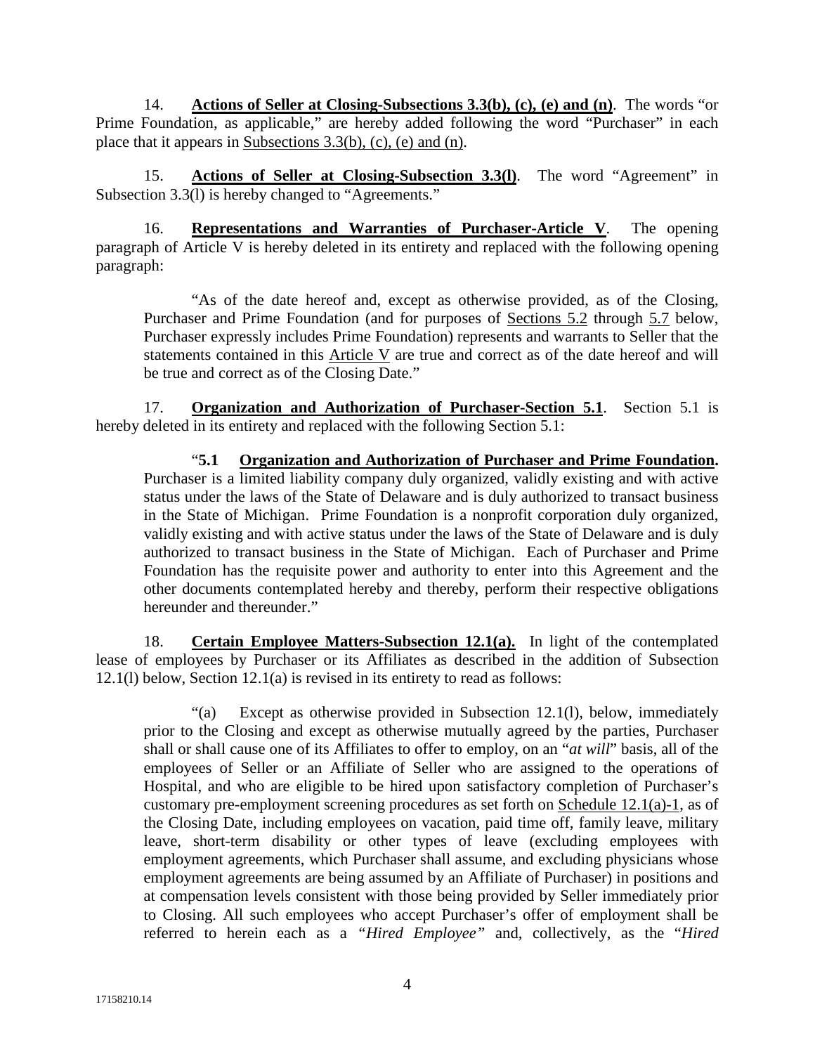14. **Actions of Seller at Closing-Subsections 3.3(b), (c), (e) and (n)**. The words "or Prime Foundation, as applicable," are hereby added following the word "Purchaser" in each place that it appears in Subsections 3.3(b), (c), (e) and (n).

15. **Actions of Seller at Closing-Subsection 3.3(l)**. The word "Agreement" in Subsection 3.3(l) is hereby changed to "Agreements."

16. **Representations and Warranties of Purchaser-Article V**. The opening paragraph of Article V is hereby deleted in its entirety and replaced with the following opening paragraph:

> "As of the date hereof and, except as otherwise provided, as of the Closing, Purchaser and Prime Foundation (and for purposes of Sections 5.2 through 5.7 below, Purchaser expressly includes Prime Foundation) represents and warrants to Seller that the statements contained in this Article V are true and correct as of the date hereof and will be true and correct as of the Closing Date."

17. **Organization and Authorization of Purchaser-Section 5.1**. Section 5.1 is hereby deleted in its entirety and replaced with the following Section 5.1:

> "**5.1 Organization and Authorization of Purchaser and Prime Foundation.** Purchaser is a limited liability company duly organized, validly existing and with active status under the laws of the State of Delaware and is duly authorized to transact business in the State of Michigan. Prime Foundation is a nonprofit corporation duly organized, validly existing and with active status under the laws of the State of Delaware and is duly authorized to transact business in the State of Michigan. Each of Purchaser and Prime Foundation has the requisite power and authority to enter into this Agreement and the other documents contemplated hereby and thereby, perform their respective obligations hereunder and thereunder."

18. **Certain Employee Matters-Subsection 12.1(a).** In light of the contemplated lease of employees by Purchaser or its Affiliates as described in the addition of Subsection 12.1(l) below, Section 12.1(a) is revised in its entirety to read as follows:

> "(a) Except as otherwise provided in Subsection 12.1(l), below, immediately prior to the Closing and except as otherwise mutually agreed by the parties, Purchaser shall or shall cause one of its Affiliates to offer to employ, on an "*at will*" basis, all of the employees of Seller or an Affiliate of Seller who are assigned to the operations of Hospital, and who are eligible to be hired upon satisfactory completion of Purchaser's customary pre-employment screening procedures as set forth on Schedule 12.1(a)-1, as of the Closing Date, including employees on vacation, paid time off, family leave, military leave, short-term disability or other types of leave (excluding employees with employment agreements, which Purchaser shall assume, and excluding physicians whose employment agreements are being assumed by an Affiliate of Purchaser) in positions and at compensation levels consistent with those being provided by Seller immediately prior to Closing. All such employees who accept Purchaser's offer of employment shall be referred to herein each as a "*Hired Employee*" and, collectively, as the "*Hired*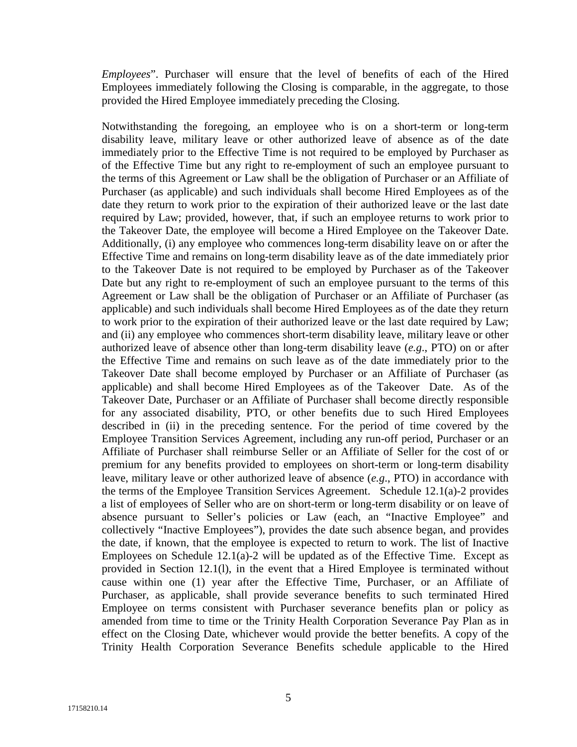*Employees*". Purchaser will ensure that the level of benefits of each of the Hired Employees immediately following the Closing is comparable, in the aggregate, to those provided the Hired Employee immediately preceding the Closing.

Notwithstanding the foregoing, an employee who is on a short-term or long-term disability leave, military leave or other authorized leave of absence as of the date immediately prior to the Effective Time is not required to be employed by Purchaser as of the Effective Time but any right to re-employment of such an employee pursuant to the terms of this Agreement or Law shall be the obligation of Purchaser or an Affiliate of Purchaser (as applicable) and such individuals shall become Hired Employees as of the date they return to work prior to the expiration of their authorized leave or the last date required by Law; provided, however, that, if such an employee returns to work prior to the Takeover Date, the employee will become a Hired Employee on the Takeover Date. Additionally, (i) any employee who commences long-term disability leave on or after the Effective Time and remains on long-term disability leave as of the date immediately prior to the Takeover Date is not required to be employed by Purchaser as of the Takeover Date but any right to re-employment of such an employee pursuant to the terms of this Agreement or Law shall be the obligation of Purchaser or an Affiliate of Purchaser (as applicable) and such individuals shall become Hired Employees as of the date they return to work prior to the expiration of their authorized leave or the last date required by Law; and (ii) any employee who commences short-term disability leave, military leave or other authorized leave of absence other than long-term disability leave (*e.g*., PTO) on or after the Effective Time and remains on such leave as of the date immediately prior to the Takeover Date shall become employed by Purchaser or an Affiliate of Purchaser (as applicable) and shall become Hired Employees as of the Takeover Date. As of the Takeover Date, Purchaser or an Affiliate of Purchaser shall become directly responsible for any associated disability, PTO, or other benefits due to such Hired Employees described in (ii) in the preceding sentence. For the period of time covered by the Employee Transition Services Agreement, including any run-off period, Purchaser or an Affiliate of Purchaser shall reimburse Seller or an Affiliate of Seller for the cost of or premium for any benefits provided to employees on short-term or long-term disability leave, military leave or other authorized leave of absence (*e.g*., PTO) in accordance with the terms of the Employee Transition Services Agreement. Schedule 12.1(a)-2 provides a list of employees of Seller who are on short-term or long-term disability or on leave of absence pursuant to Seller's policies or Law (each, an "Inactive Employee" and collectively "Inactive Employees"), provides the date such absence began, and provides the date, if known, that the employee is expected to return to work. The list of Inactive Employees on Schedule 12.1(a)-2 will be updated as of the Effective Time. Except as provided in Section 12.1(l), in the event that a Hired Employee is terminated without cause within one (1) year after the Effective Time, Purchaser, or an Affiliate of Purchaser, as applicable, shall provide severance benefits to such terminated Hired Employee on terms consistent with Purchaser severance benefits plan or policy as amended from time to time or the Trinity Health Corporation Severance Pay Plan as in effect on the Closing Date, whichever would provide the better benefits. A copy of the Trinity Health Corporation Severance Benefits schedule applicable to the Hired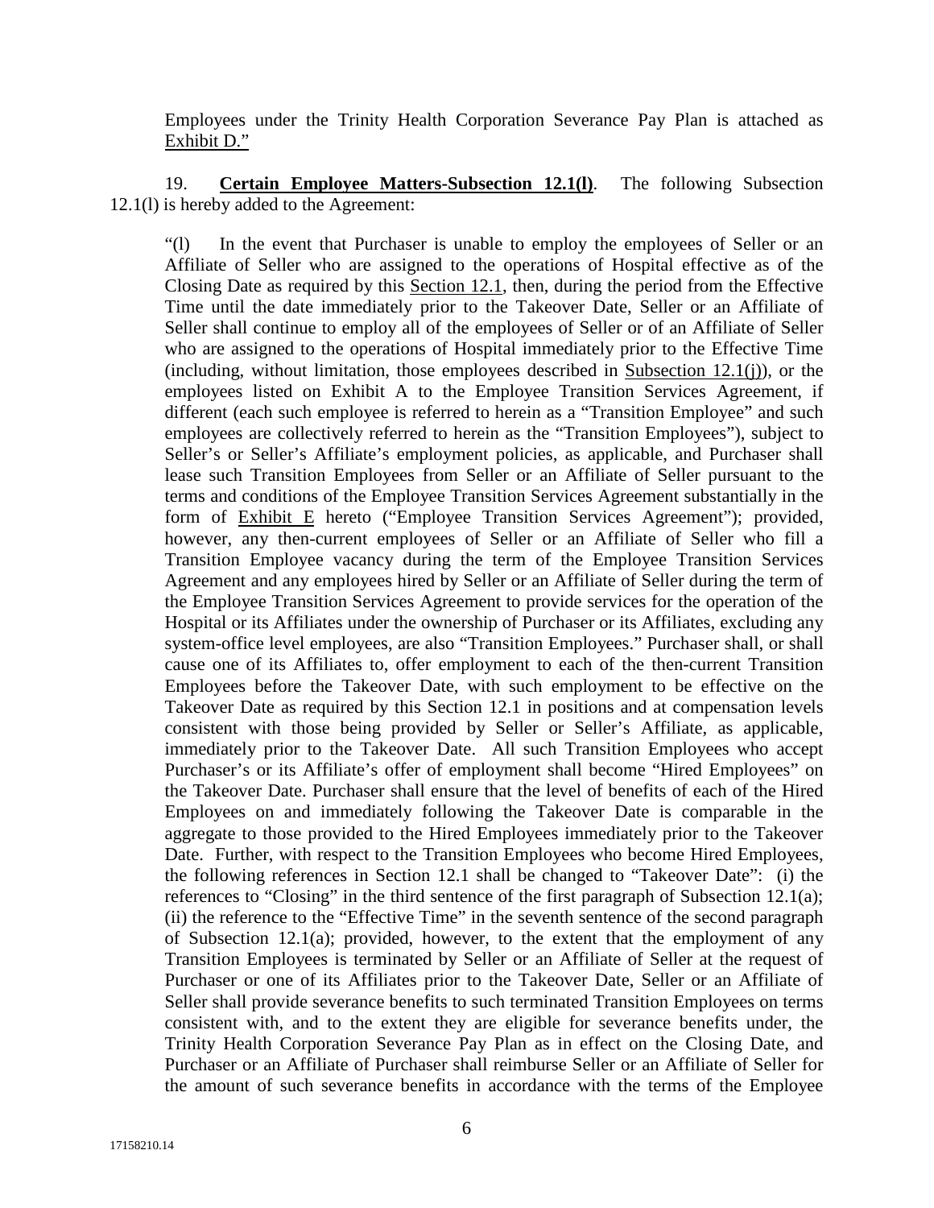Employees under the Trinity Health Corporation Severance Pay Plan is attached as Exhibit D."

19. **Certain Employee Matters-Subsection 12.1(l)**. The following Subsection 12.1(l) is hereby added to the Agreement:

"(l) In the event that Purchaser is unable to employ the employees of Seller or an Affiliate of Seller who are assigned to the operations of Hospital effective as of the Closing Date as required by this Section 12.1, then, during the period from the Effective Time until the date immediately prior to the Takeover Date, Seller or an Affiliate of Seller shall continue to employ all of the employees of Seller or of an Affiliate of Seller who are assigned to the operations of Hospital immediately prior to the Effective Time (including, without limitation, those employees described in Subsection 12.1(j)), or the employees listed on Exhibit A to the Employee Transition Services Agreement, if different (each such employee is referred to herein as a "Transition Employee" and such employees are collectively referred to herein as the "Transition Employees"), subject to Seller's or Seller's Affiliate's employment policies, as applicable, and Purchaser shall lease such Transition Employees from Seller or an Affiliate of Seller pursuant to the terms and conditions of the Employee Transition Services Agreement substantially in the form of Exhibit E hereto ("Employee Transition Services Agreement"); provided, however, any then-current employees of Seller or an Affiliate of Seller who fill a Transition Employee vacancy during the term of the Employee Transition Services Agreement and any employees hired by Seller or an Affiliate of Seller during the term of the Employee Transition Services Agreement to provide services for the operation of the Hospital or its Affiliates under the ownership of Purchaser or its Affiliates, excluding any system-office level employees, are also "Transition Employees." Purchaser shall, or shall cause one of its Affiliates to, offer employment to each of the then-current Transition Employees before the Takeover Date, with such employment to be effective on the Takeover Date as required by this Section 12.1 in positions and at compensation levels consistent with those being provided by Seller or Seller's Affiliate, as applicable, immediately prior to the Takeover Date. All such Transition Employees who accept Purchaser's or its Affiliate's offer of employment shall become "Hired Employees" on the Takeover Date. Purchaser shall ensure that the level of benefits of each of the Hired Employees on and immediately following the Takeover Date is comparable in the aggregate to those provided to the Hired Employees immediately prior to the Takeover Date. Further, with respect to the Transition Employees who become Hired Employees, the following references in Section 12.1 shall be changed to "Takeover Date": (i) the references to "Closing" in the third sentence of the first paragraph of Subsection 12.1(a); (ii) the reference to the "Effective Time" in the seventh sentence of the second paragraph of Subsection 12.1(a); provided, however, to the extent that the employment of any Transition Employees is terminated by Seller or an Affiliate of Seller at the request of Purchaser or one of its Affiliates prior to the Takeover Date, Seller or an Affiliate of Seller shall provide severance benefits to such terminated Transition Employees on terms consistent with, and to the extent they are eligible for severance benefits under, the Trinity Health Corporation Severance Pay Plan as in effect on the Closing Date, and Purchaser or an Affiliate of Purchaser shall reimburse Seller or an Affiliate of Seller for the amount of such severance benefits in accordance with the terms of the Employee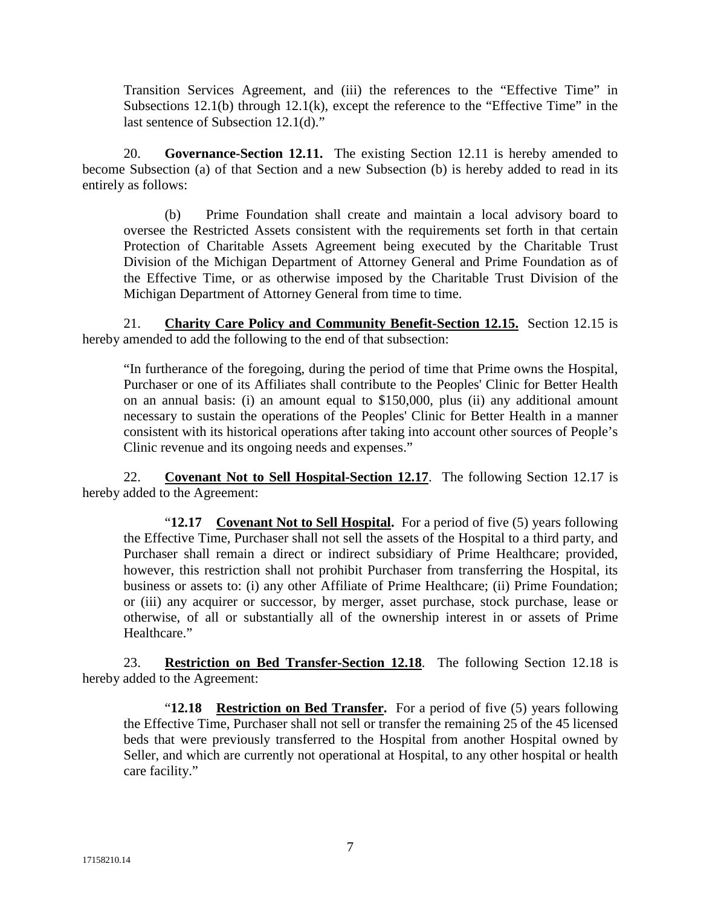Transition Services Agreement, and (iii) the references to the "Effective Time" in Subsections 12.1(b) through 12.1(k), except the reference to the "Effective Time" in the last sentence of Subsection 12.1(d)."

20. **Governance-Section 12.11.** The existing Section 12.11 is hereby amended to become Subsection (a) of that Section and a new Subsection (b) is hereby added to read in its entirely as follows:

(b) Prime Foundation shall create and maintain a local advisory board to oversee the Restricted Assets consistent with the requirements set forth in that certain Protection of Charitable Assets Agreement being executed by the Charitable Trust Division of the Michigan Department of Attorney General and Prime Foundation as of the Effective Time, or as otherwise imposed by the Charitable Trust Division of the Michigan Department of Attorney General from time to time.

21. **<u>Charity Care Policy and Community Benefit-Section 12.15.</u>** Section 12.15 is hereby amended to add the following to the end of that subsection:

"In furtherance of the foregoing, during the period of time that Prime owns the Hospital, Purchaser or one of its Affiliates shall contribute to the Peoples' Clinic for Better Health on an annual basis: (i) an amount equal to $150,000, plus (ii) any additional amount necessary to sustain the operations of the Peoples' Clinic for Better Health in a manner consistent with its historical operations after taking into account other sources of People's Clinic revenue and its ongoing needs and expenses."

22. **<u>Covenant Not to Sell Hospital-Section 12.17</u>**. The following Section 12.17 is hereby added to the Agreement:

"**12.17 <u>Covenant Not to Sell Hospital</u>.** For a period of five (5) years following the Effective Time, Purchaser shall not sell the assets of the Hospital to a third party, and Purchaser shall remain a direct or indirect subsidiary of Prime Healthcare; provided, however, this restriction shall not prohibit Purchaser from transferring the Hospital, its business or assets to: (i) any other Affiliate of Prime Healthcare; (ii) Prime Foundation; or (iii) any acquirer or successor, by merger, asset purchase, stock purchase, lease or otherwise, of all or substantially all of the ownership interest in or assets of Prime Healthcare."

23. **<u>Restriction on Bed Transfer-Section 12.18</u>**. The following Section 12.18 is hereby added to the Agreement:

"**12.18 <u>Restriction on Bed Transfer</u>.** For a period of five (5) years following the Effective Time, Purchaser shall not sell or transfer the remaining 25 of the 45 licensed beds that were previously transferred to the Hospital from another Hospital owned by Seller, and which are currently not operational at Hospital, to any other hospital or health care facility."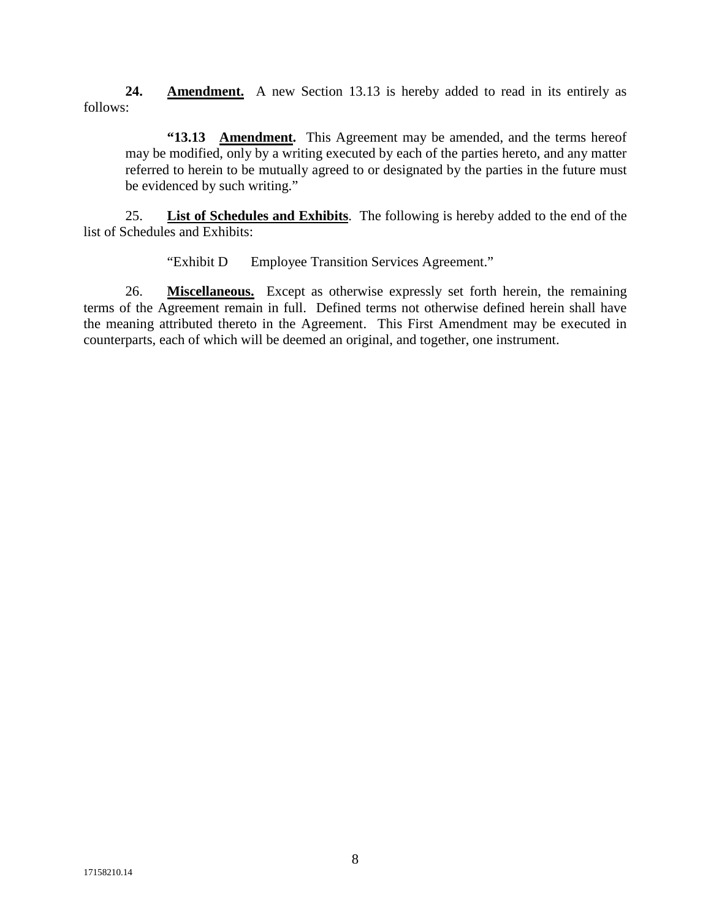**24.** **Amendment.** A new Section 13.13 is hereby added to read in its entirely as follows:

> **"13.13 Amendment.** This Agreement may be amended, and the terms hereof may be modified, only by a writing executed by each of the parties hereto, and any matter referred to herein to be mutually agreed to or designated by the parties in the future must be evidenced by such writing."

25. **List of Schedules and Exhibits**. The following is hereby added to the end of the list of Schedules and Exhibits:

> "Exhibit D Employee Transition Services Agreement."

26. **Miscellaneous.** Except as otherwise expressly set forth herein, the remaining terms of the Agreement remain in full. Defined terms not otherwise defined herein shall have the meaning attributed thereto in the Agreement. This First Amendment may be executed in counterparts, each of which will be deemed an original, and together, one instrument.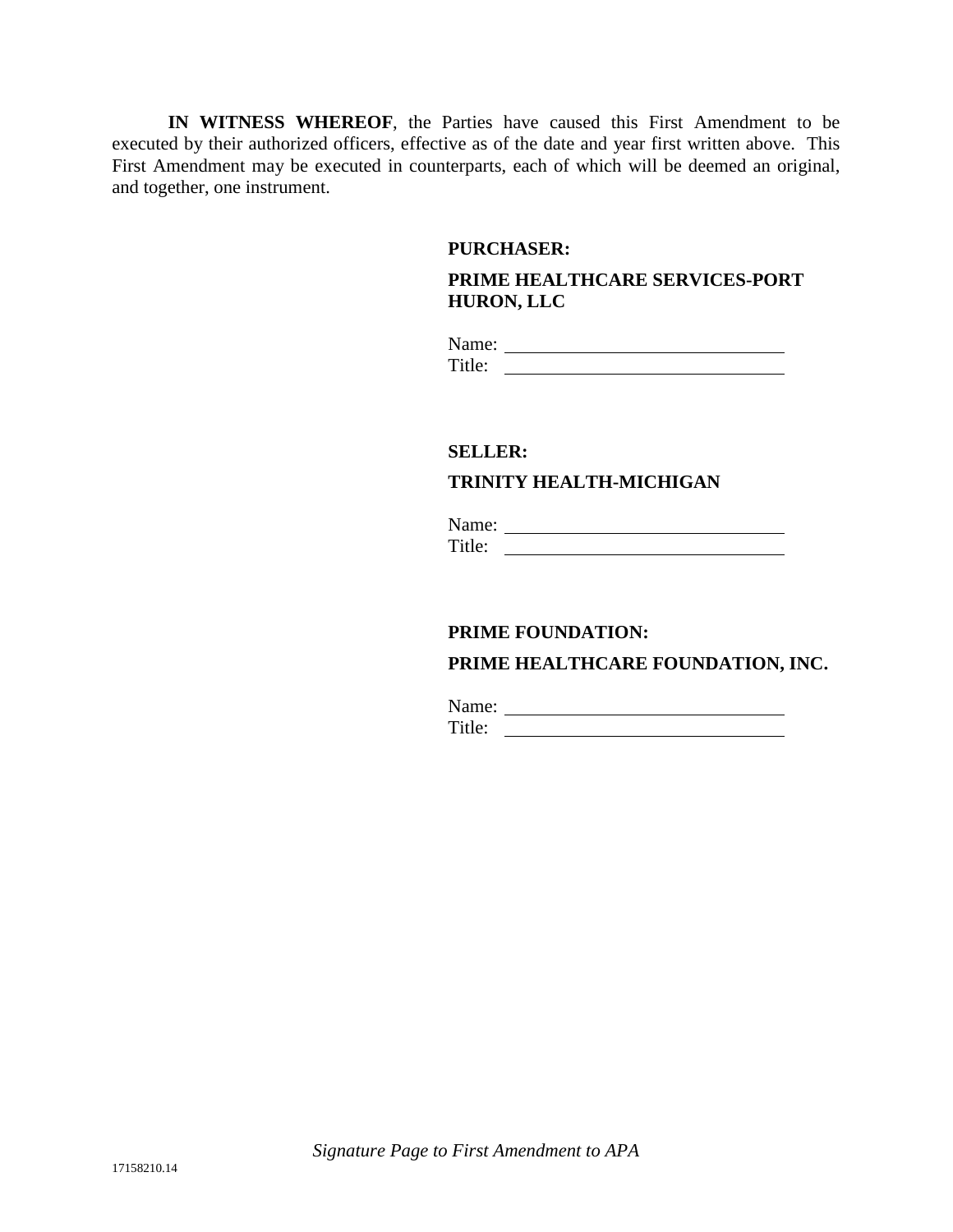**IN WITNESS WHEREOF**, the Parties have caused this First Amendment to be executed by their authorized officers, effective as of the date and year first written above. This First Amendment may be executed in counterparts, each of which will be deemed an original, and together, one instrument.

**PURCHASER:**

**PRIME HEALTHCARE SERVICES-PORT HURON, LLC**

Name: ______________________________
Title: ______________________________

**SELLER:**

**TRINITY HEALTH-MICHIGAN**

Name: ______________________________
Title: ______________________________

**PRIME FOUNDATION:**

**PRIME HEALTHCARE FOUNDATION, INC.**

Name: ______________________________
Title: ______________________________

*Signature Page to First Amendment to APA*

17158210.14